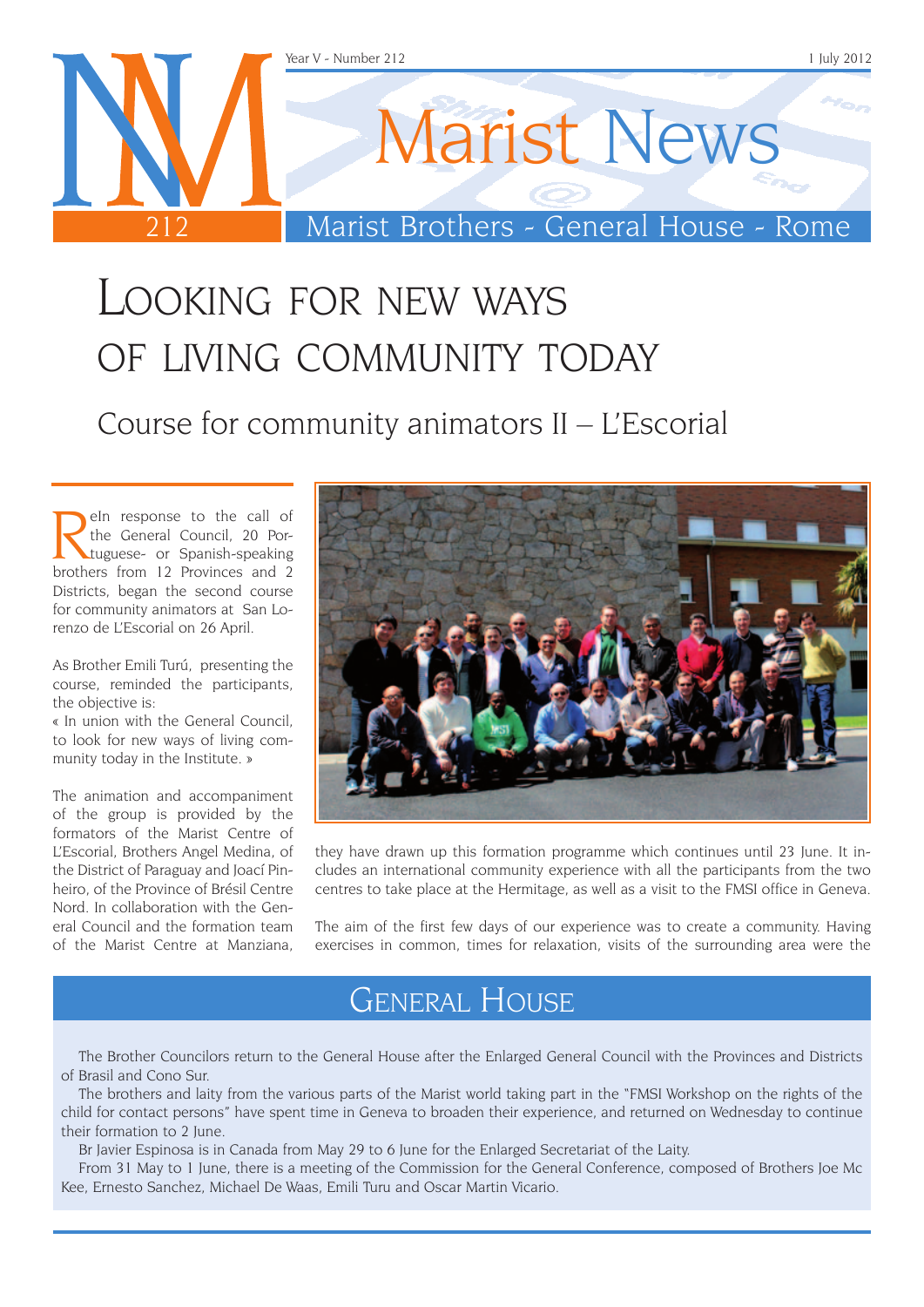# Marist News

Marist Brothers - General House - Rome

Year V - Number 212 — 1 July 2012

# Looking for new ways of living community today

## Course for community animators II – L'Escorial

ReIn response to the call of the General Council, 20 Portuguese- or Spanish-speaking brothers from 12 Provinces and 2 Districts, began the second course for community animators at San Lorenzo de L'Escorial on 26 April.

As Brother Emili Turú, presenting the course, reminded the participants, the objective is:

« In union with the General Council, to look for new ways of living community today in the Institute. »

The animation and accompaniment of the group is provided by the formators of the Marist Centre of L'Escorial, Brothers Angel Medina, of the District of Paraguay and Joací Pinheiro, of the Province of Brésil Centre Nord. In collaboration with the General Council and the formation team of the Marist Centre at Manziana, they have drawn up this formation programme which continues until 23 June. It includes an international community experience with all the participants from the two centres to take place at the Hermitage, as well as a visit to the FMSI office in Geneva.

The aim of the first few days of our experience was to create a community. Having exercises in common, times for relaxation, visits of the surrounding area were the

## General House

The Brother Councilors return to the General House after the Enlarged General Council with the Provinces and Districts of Brasil and Cono Sur.

The brothers and laity from the various parts of the Marist world taking part in the "FMSI Workshop on the rights of the child for contact persons" have spent time in Geneva to broaden their experience, and returned on Wednesday to continue their formation to 2 June.

Br Javier Espinosa is in Canada from May 29 to 6 June for the Enlarged Secretariat of the Laity.

From 31 May to 1 June, there is a meeting of the Commission for the General Conference, composed of Brothers Joe Mc Kee, Ernesto Sanchez, Michael De Waas, Emili Turu and Oscar Martin Vicario.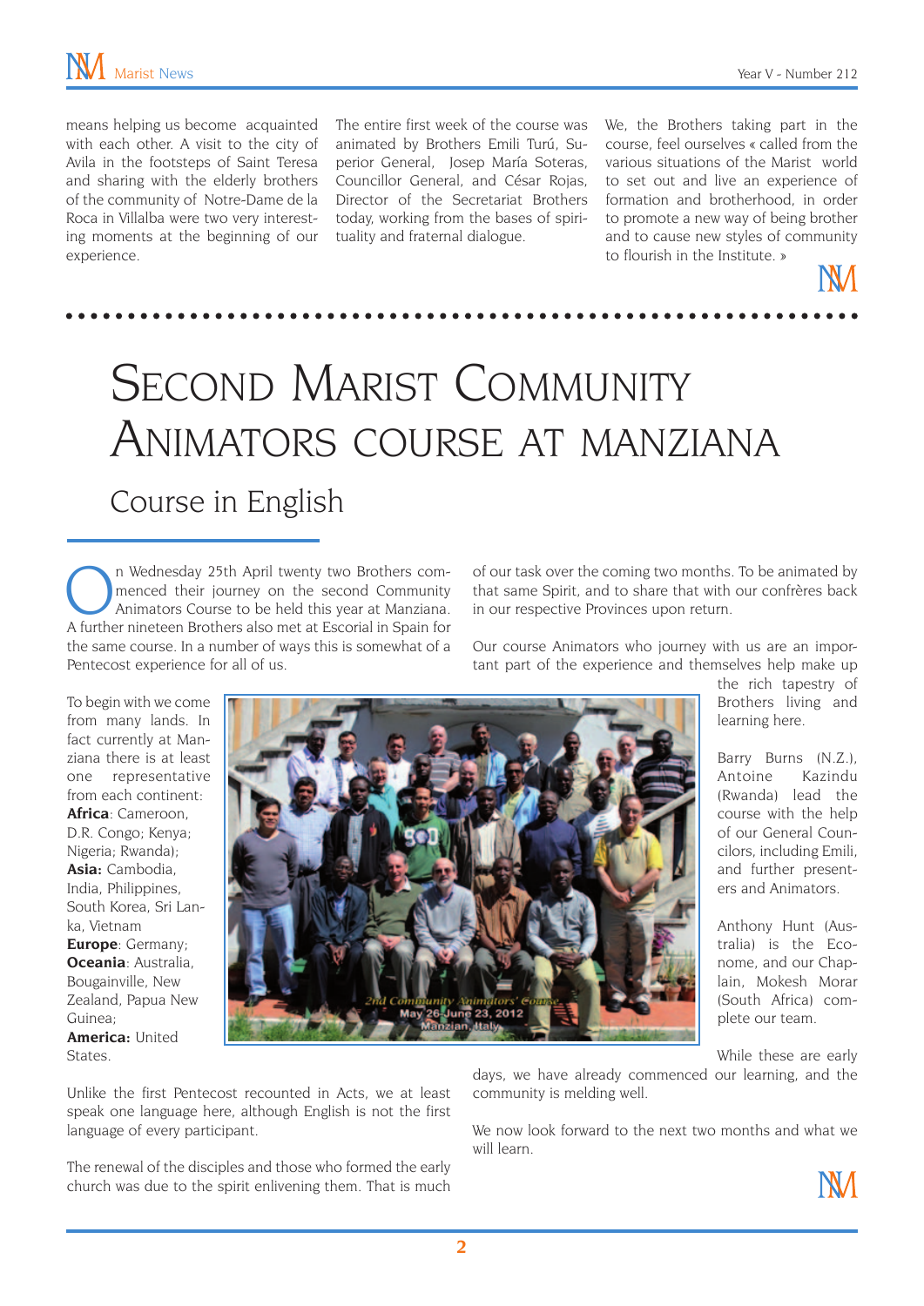means helping us become acquainted with each other. A visit to the city of Avila in the footsteps of Saint Teresa and sharing with the elderly brothers of the community of Notre-Dame de la Roca in Villalba were two very interesting moments at the beginning of our experience.

The entire first week of the course was animated by Brothers Emili Turú, Superior General, Josep María Soteras, Councillor General, and César Rojas, Director of the Secretariat Brothers today, working from the bases of spirituality and fraternal dialogue.

We, the Brothers taking part in the course, feel ourselves « called from the various situations of the Marist world to set out and live an experience of formation and brotherhood, in order to promote a new way of being brother and to cause new styles of community to flourish in the Institute. »

# Second Marist Community Animators course at Manziana

## Course in English

On Wednesday 25th April twenty two Brothers commenced their journey on the second Community Animators Course to be held this year at Manziana. A further nineteen Brothers also met at Escorial in Spain for the same course. In a number of ways this is somewhat of a Pentecost experience for all of us.

To begin with we come from many lands. In fact currently at Manziana there is at least one representative from each continent: **Africa**: Cameroon, D.R. Congo; Kenya; Nigeria; Rwanda); **Asia:** Cambodia, India, Philippines, South Korea, Sri Lanka, Vietnam **Europe**: Germany; **Oceania**: Australia, Bougainville, New Zealand, Papua New Guinea; **America:** United States.

2nd Community Animators' Course May 26-June 23, 2012 Manzian, Italy

Unlike the first Pentecost recounted in Acts, we at least speak one language here, although English is not the first language of every participant.

The renewal of the disciples and those who formed the early church was due to the spirit enlivening them. That is much of our task over the coming two months. To be animated by that same Spirit, and to share that with our confrères back in our respective Provinces upon return.

Our course Animators who journey with us are an important part of the experience and themselves help make up the rich tapestry of Brothers living and learning here.

Barry Burns (N.Z.), Antoine Kazindu (Rwanda) lead the course with the help of our General Councilors, including Emili, and further presenters and Animators.

Anthony Hunt (Australia) is the Econome, and our Chaplain, Mokesh Morar (South Africa) complete our team.

While these are early days, we have already commenced our learning, and the community is melding well.

We now look forward to the next two months and what we will learn.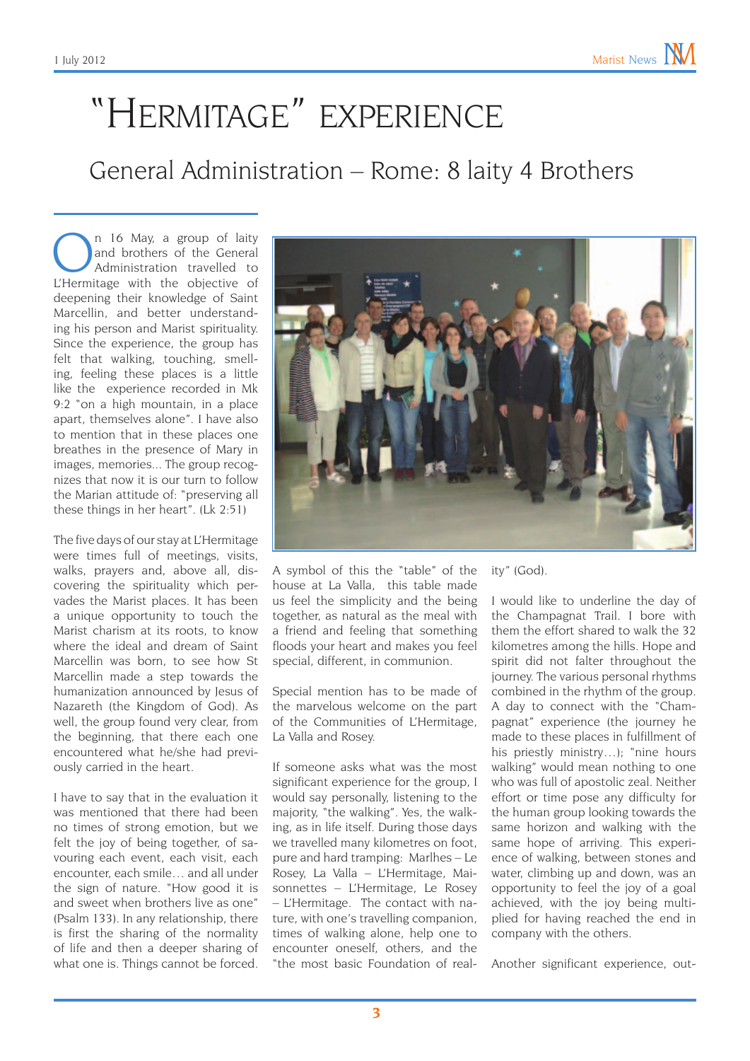# "HERMITAGE" EXPERIENCE

## General Administration – Rome: 8 laity 4 Brothers

On 16 May, a group of laity and brothers of the General Administration travelled to L'Hermitage with the objective of deepening their knowledge of Saint Marcellin, and better understanding his person and Marist spirituality. Since the experience, the group has felt that walking, touching, smelling, feeling these places is a little like the experience recorded in Mk 9:2 "on a high mountain, in a place apart, themselves alone". I have also to mention that in these places one breathes in the presence of Mary in images, memories... The group recognizes that now it is our turn to follow the Marian attitude of: "preserving all these things in her heart". (Lk 2:51)

The five days of our stay at L'Hermitage were times full of meetings, visits, walks, prayers and, above all, discovering the spirituality which pervades the Marist places. It has been a unique opportunity to touch the Marist charism at its roots, to know where the ideal and dream of Saint Marcellin was born, to see how St Marcellin made a step towards the humanization announced by Jesus of Nazareth (the Kingdom of God). As well, the group found very clear, from the beginning, that there each one encountered what he/she had previously carried in the heart.

I have to say that in the evaluation it was mentioned that there had been no times of strong emotion, but we felt the joy of being together, of savouring each event, each visit, each encounter, each smile… and all under the sign of nature. "How good it is and sweet when brothers live as one" (Psalm 133). In any relationship, there is first the sharing of the normality of life and then a deeper sharing of what one is. Things cannot be forced. A symbol of this the "table" of the house at La Valla, this table made us feel the simplicity and the being together, as natural as the meal with a friend and feeling that something floods your heart and makes you feel special, different, in communion.

Special mention has to be made of the marvelous welcome on the part of the Communities of L'Hermitage, La Valla and Rosey.

If someone asks what was the most significant experience for the group, I would say personally, listening to the majority, "the walking". Yes, the walking, as in life itself. During those days we travelled many kilometres on foot, pure and hard tramping: Marlhes – Le Rosey, La Valla – L'Hermitage, Maisonnettes – L'Hermitage, Le Rosey – L'Hermitage. The contact with nature, with one's travelling companion, times of walking alone, help one to encounter oneself, others, and the "the most basic Foundation of reality" (God).

I would like to underline the day of the Champagnat Trail. I bore with them the effort shared to walk the 32 kilometres among the hills. Hope and spirit did not falter throughout the journey. The various personal rhythms combined in the rhythm of the group. A day to connect with the "Champagnat" experience (the journey he made to these places in fulfillment of his priestly ministry…); "nine hours walking" would mean nothing to one who was full of apostolic zeal. Neither effort or time pose any difficulty for the human group looking towards the same horizon and walking with the same hope of arriving. This experience of walking, between stones and water, climbing up and down, was an opportunity to feel the joy of a goal achieved, with the joy being multiplied for having reached the end in company with the others.

Another significant experience, out-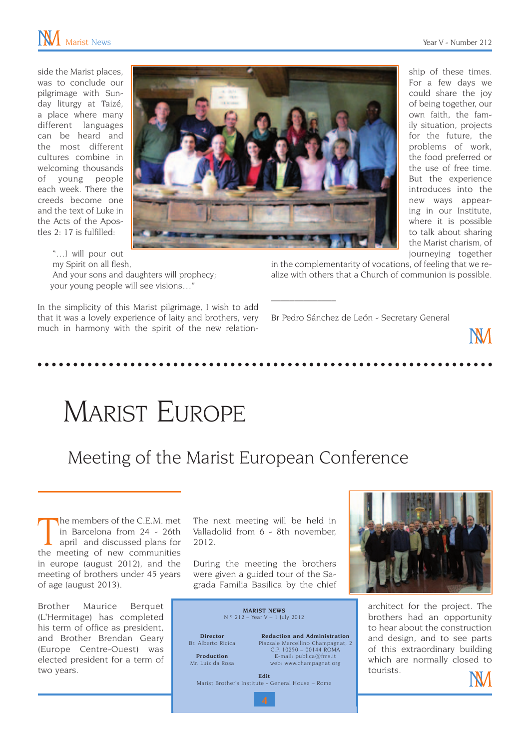side the Marist places, was to conclude our pilgrimage with Sunday liturgy at Taizé, a place where many different languages can be heard and the most different cultures combine in welcoming thousands of young people each week. There the creeds become one and the text of Luke in the Acts of the Apostles 2: 17 is fulfilled:

"…I will pour out
my Spirit on all flesh,
And your sons and daughters will prophecy;
your young people will see visions…"

In the simplicity of this Marist pilgrimage, I wish to add that it was a lovely experience of laity and brothers, very much in harmony with the spirit of the new relationship of these times. For a few days we could share the joy of being together, our own faith, the family situation, projects for the future, the problems of work, the food preferred or the use of free time. But the experience introduces into the new ways appearing in our Institute, where it is possible to talk about sharing the Marist charism, of journeying together in the complementarity of vocations, of feeling that we realize with others that a Church of communion is possible.

---

Br Pedro Sánchez de León - Secretary General

# Marist Europe

## Meeting of the Marist European Conference

The members of the C.E.M. met in Barcelona from 24 - 26th april and discussed plans for the meeting of new communities in europe (august 2012), and the meeting of brothers under 45 years of age (august 2013).

Brother Maurice Berquet (L'Hermitage) has completed his term of office as president, and Brother Brendan Geary (Europe Centre-Ouest) was elected president for a term of two years.

The next meeting will be held in Valladolid from 6 - 8th november, 2012.

During the meeting the brothers were given a guided tour of the Sagrada Familia Basilica by the chief architect for the project. The brothers had an opportunity to hear about the construction and design, and to see parts of this extraordinary building which are normally closed to tourists.

**MARIST NEWS**
N.º 212 – Year V – 1 July 2012

**Director**
Br. Alberto Ricica

**Production**
Mr. Luiz da Rosa

**Redaction and Administration**
Piazzale Marcellino Champagnat, 2
C.P. 10250 – 00144 ROMA
E-mail: publica@fms.it
web: www.champagnat.org

**Edit**
Marist Brother's Institute - General House – Rome